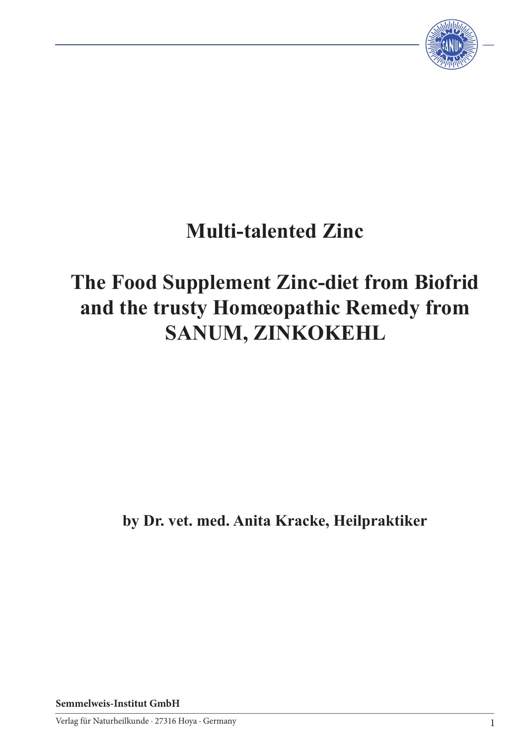# Multi-talented Zinc

## The Food Supplement Zinc-diet from Biofrid and the trusty Homœopathic Remedy from SANUM, ZINKOKEHL

**by Dr. vet. med. Anita Kracke, Heilpraktiker**

**Semmelweis-Institut GmbH**

Verlag für Naturheilkunde · 27316 Hoya · Germany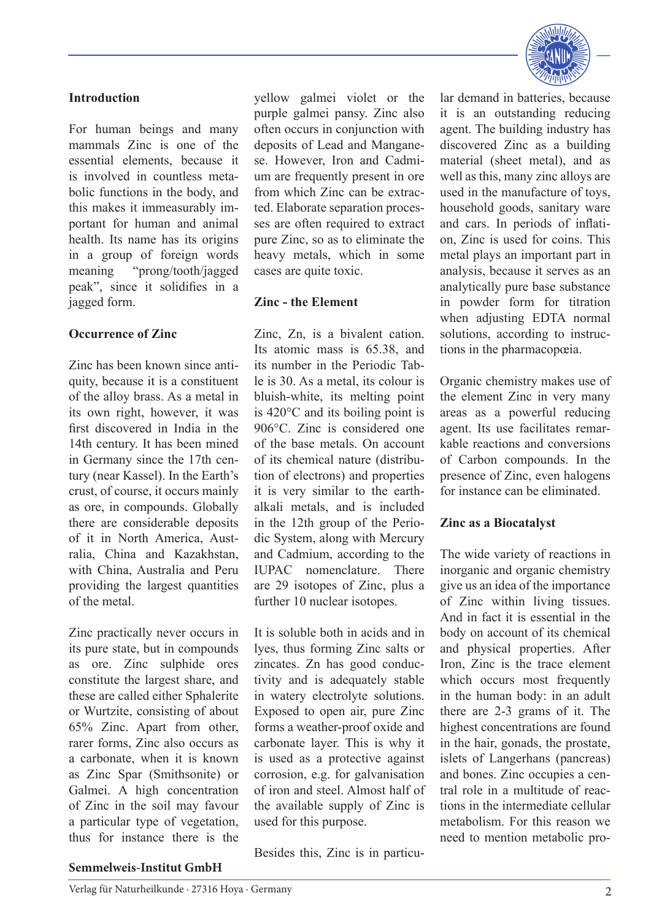## Introduction

For human beings and many mammals Zinc is one of the essential elements, because it is involved in countless metabolic functions in the body, and this makes it immeasurably important for human and animal health. Its name has its origins in a group of foreign words meaning "prong/tooth/jagged peak", since it solidifies in a jagged form.

## Occurrence of Zinc

Zinc has been known since antiquity, because it is a constituent of the alloy brass. As a metal in its own right, however, it was first discovered in India in the 14th century. It has been mined in Germany since the 17th century (near Kassel). In the Earth's crust, of course, it occurs mainly as ore, in compounds. Globally there are considerable deposits of it in North America, Australia, China and Kazakhstan, with China, Australia and Peru providing the largest quantities of the metal.

Zinc practically never occurs in its pure state, but in compounds as ore. Zinc sulphide ores constitute the largest share, and these are called either Sphalerite or Wurtzite, consisting of about 65% Zinc. Apart from other, rarer forms, Zinc also occurs as a carbonate, when it is known as Zinc Spar (Smithsonite) or Galmei. A high concentration of Zinc in the soil may favour a particular type of vegetation, thus for instance there is the yellow galmei violet or the purple galmei pansy. Zinc also often occurs in conjunction with deposits of Lead and Manganese. However, Iron and Cadmium are frequently present in ore from which Zinc can be extracted. Elaborate separation processes are often required to extract pure Zinc, so as to eliminate the heavy metals, which in some cases are quite toxic.

## Zinc - the Element

Zinc, Zn, is a bivalent cation. Its atomic mass is 65.38, and its number in the Periodic Table is 30. As a metal, its colour is bluish-white, its melting point is 420°C and its boiling point is 906°C. Zinc is considered one of the base metals. On account of its chemical nature (distribution of electrons) and properties it is very similar to the earth-alkali metals, and is included in the 12th group of the Periodic System, along with Mercury and Cadmium, according to the IUPAC nomenclature. There are 29 isotopes of Zinc, plus a further 10 nuclear isotopes.

It is soluble both in acids and in lyes, thus forming Zinc salts or zincates. Zn has good conductivity and is adequately stable in watery electrolyte solutions. Exposed to open air, pure Zinc forms a weather-proof oxide and carbonate layer. This is why it is used as a protective against corrosion, e.g. for galvanisation of iron and steel. Almost half of the available supply of Zinc is used for this purpose.

Besides this, Zinc is in particular demand in batteries, because it is an outstanding reducing agent. The building industry has discovered Zinc as a building material (sheet metal), and as well as this, many zinc alloys are used in the manufacture of toys, household goods, sanitary ware and cars. In periods of inflation, Zinc is used for coins. This metal plays an important part in analysis, because it serves as an analytically pure base substance in powder form for titration when adjusting EDTA normal solutions, according to instructions in the pharmacopœia.

Organic chemistry makes use of the element Zinc in very many areas as a powerful reducing agent. Its use facilitates remarkable reactions and conversions of Carbon compounds. In the presence of Zinc, even halogens for instance can be eliminated.

## Zinc as a Biocatalyst

The wide variety of reactions in inorganic and organic chemistry give us an idea of the importance of Zinc within living tissues. And in fact it is essential in the body on account of its chemical and physical properties. After Iron, Zinc is the trace element which occurs most frequently in the human body: in an adult there are 2-3 grams of it. The highest concentrations are found in the hair, gonads, the prostate, islets of Langerhans (pancreas) and bones. Zinc occupies a central role in a multitude of reactions in the intermediate cellular metabolism. For this reason we need to mention metabolic pro-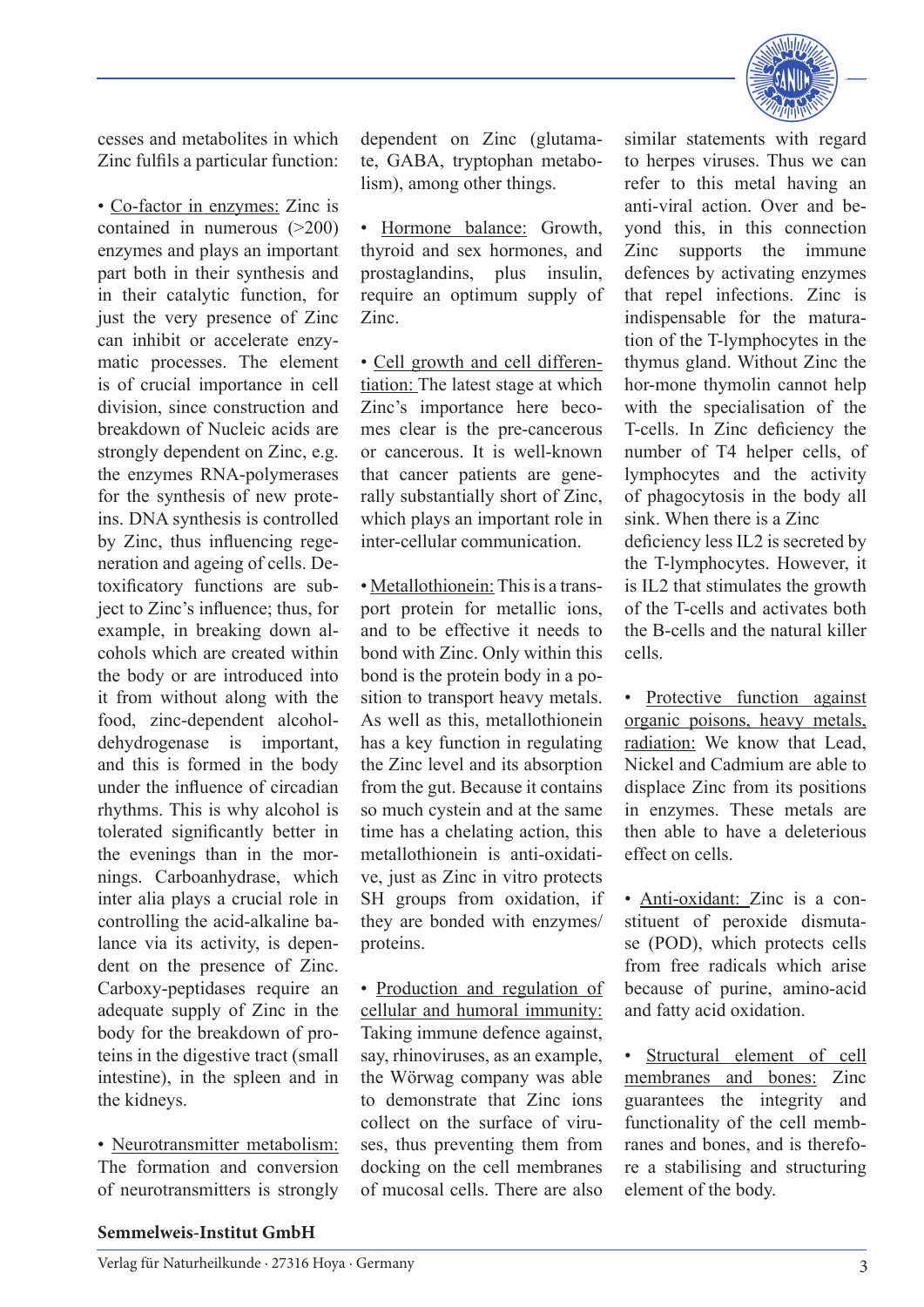cesses and metabolites in which Zinc fulfils a particular function:

• Co-factor in enzymes: Zinc is contained in numerous (>200) enzymes and plays an important part both in their synthesis and in their catalytic function, for just the very presence of Zinc can inhibit or accelerate enzymatic processes. The element is of crucial importance in cell division, since construction and breakdown of Nucleic acids are strongly dependent on Zinc, e.g. the enzymes RNA-polymerases for the synthesis of new proteins. DNA synthesis is controlled by Zinc, thus influencing regeneration and ageing of cells. Detoxificatory functions are subject to Zinc's influence; thus, for example, in breaking down alcohols which are created within the body or are introduced into it from without along with the food, zinc-dependent alcohol-dehydrogenase is important, and this is formed in the body under the influence of circadian rhythms. This is why alcohol is tolerated significantly better in the evenings than in the mornings. Carboanhydrase, which inter alia plays a crucial role in controlling the acid-alkaline balance via its activity, is dependent on the presence of Zinc. Carboxy-peptidases require an adequate supply of Zinc in the body for the breakdown of proteins in the digestive tract (small intestine), in the spleen and in the kidneys.

• Neurotransmitter metabolism: The formation and conversion of neurotransmitters is strongly dependent on Zinc (glutamate, GABA, tryptophan metabolism), among other things.

• Hormone balance: Growth, thyroid and sex hormones, and prostaglandins, plus insulin, require an optimum supply of Zinc.

• Cell growth and cell differentiation: The latest stage at which Zinc's importance here becomes clear is the pre-cancerous or cancerous. It is well-known that cancer patients are generally substantially short of Zinc, which plays an important role in inter-cellular communication.

• Metallothionein: This is a transport protein for metallic ions, and to be effective it needs to bond with Zinc. Only within this bond is the protein body in a position to transport heavy metals. As well as this, metallothionein has a key function in regulating the Zinc level and its absorption from the gut. Because it contains so much cystein and at the same time has a chelating action, this metallothionein is anti-oxidative, just as Zinc in vitro protects SH groups from oxidation, if they are bonded with enzymes/ proteins.

• Production and regulation of cellular and humoral immunity: Taking immune defence against, say, rhinoviruses, as an example, the Wörwag company was able to demonstrate that Zinc ions collect on the surface of viruses, thus preventing them from docking on the cell membranes of mucosal cells. There are also similar statements with regard to herpes viruses. Thus we can refer to this metal having an anti-viral action. Over and beyond this, in this connection Zinc supports the immune defences by activating enzymes that repel infections. Zinc is indispensable for the maturation of the T-lymphocytes in the thymus gland. Without Zinc the hor-mone thymolin cannot help with the specialisation of the T-cells. In Zinc deficiency the number of T4 helper cells, of lymphocytes and the activity of phagocytosis in the body all sink. When there is a Zinc deficiency less IL2 is secreted by the T-lymphocytes. However, it is IL2 that stimulates the growth of the T-cells and activates both the B-cells and the natural killer cells.

• Protective function against organic poisons, heavy metals, radiation: We know that Lead, Nickel and Cadmium are able to displace Zinc from its positions in enzymes. These metals are then able to have a deleterious effect on cells.

• Anti-oxidant: Zinc is a constituent of peroxide dismutase (POD), which protects cells from free radicals which arise because of purine, amino-acid and fatty acid oxidation.

• Structural element of cell membranes and bones: Zinc guarantees the integrity and functionality of the cell membranes and bones, and is therefore a stabilising and structuring element of the body.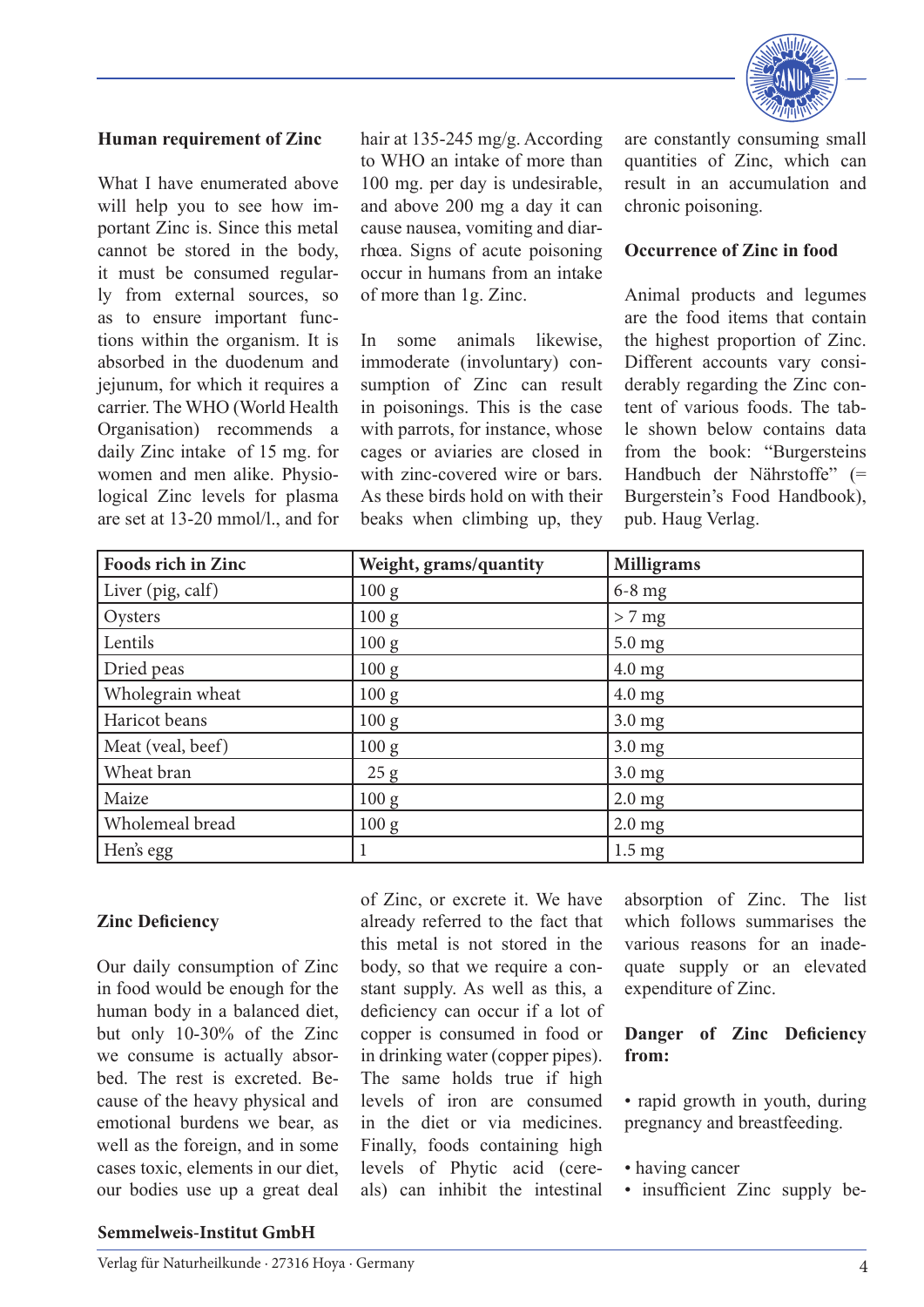### Human requirement of Zinc

What I have enumerated above will help you to see how important Zinc is. Since this metal cannot be stored in the body, it must be consumed regularly from external sources, so as to ensure important functions within the organism. It is absorbed in the duodenum and jejunum, for which it requires a carrier. The WHO (World Health Organisation) recommends a daily Zinc intake of 15 mg. for women and men alike. Physiological Zinc levels for plasma are set at 13-20 mmol/l., and for hair at 135-245 mg/g. According to WHO an intake of more than 100 mg. per day is undesirable, and above 200 mg a day it can cause nausea, vomiting and diarrhœa. Signs of acute poisoning occur in humans from an intake of more than 1g. Zinc.

In some animals likewise, immoderate (involuntary) consumption of Zinc can result in poisonings. This is the case with parrots, for instance, whose cages or aviaries are closed in with zinc-covered wire or bars. As these birds hold on with their beaks when climbing up, they are constantly consuming small quantities of Zinc, which can result in an accumulation and chronic poisoning.

### Occurrence of Zinc in food

Animal products and legumes are the food items that contain the highest proportion of Zinc. Different accounts vary considerably regarding the Zinc content of various foods. The table shown below contains data from the book: "Burgersteins Handbuch der Nährstoffe" (= Burgerstein's Food Handbook), pub. Haug Verlag.

| Foods rich in Zinc | Weight, grams/quantity | Milligrams |
|---|---|---|
| Liver (pig, calf) | 100 g | 6-8 mg |
| Oysters | 100 g | > 7 mg |
| Lentils | 100 g | 5.0 mg |
| Dried peas | 100 g | 4.0 mg |
| Wholegrain wheat | 100 g | 4.0 mg |
| Haricot beans | 100 g | 3.0 mg |
| Meat (veal, beef) | 100 g | 3.0 mg |
| Wheat bran | 25 g | 3.0 mg |
| Maize | 100 g | 2.0 mg |
| Wholemeal bread | 100 g | 2.0 mg |
| Hen's egg | 1 | 1.5 mg |

### Zinc Deficiency

Our daily consumption of Zinc in food would be enough for the human body in a balanced diet, but only 10-30% of the Zinc we consume is actually absorbed. The rest is excreted. Because of the heavy physical and emotional burdens we bear, as well as the foreign, and in some cases toxic, elements in our diet, our bodies use up a great deal of Zinc, or excrete it. We have already referred to the fact that this metal is not stored in the body, so that we require a constant supply. As well as this, a deficiency can occur if a lot of copper is consumed in food or in drinking water (copper pipes). The same holds true if high levels of iron are consumed in the diet or via medicines. Finally, foods containing high levels of Phytic acid (cereals) can inhibit the intestinal absorption of Zinc. The list which follows summarises the various reasons for an inadequate supply or an elevated expenditure of Zinc.

### Danger of Zinc Deficiency from:

- rapid growth in youth, during pregnancy and breastfeeding.
- having cancer
- insufficient Zinc supply be-

**Semmelweis-Institut GmbH**

Verlag für Naturheilkunde · 27316 Hoya · Germany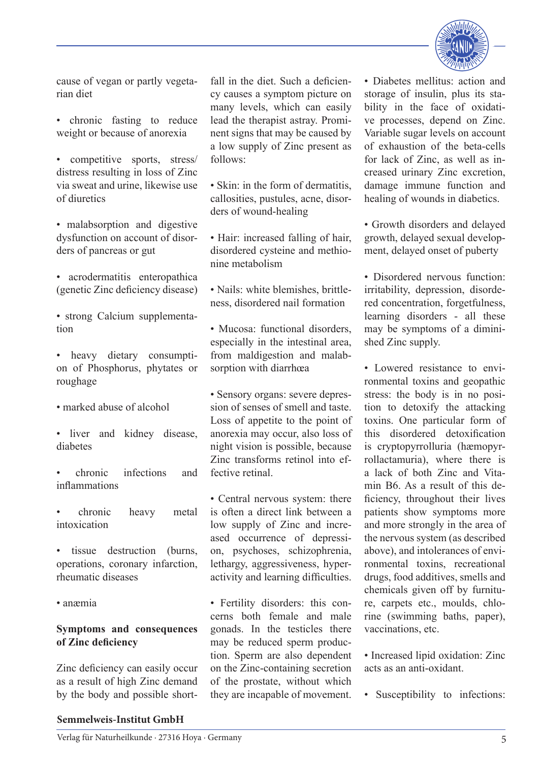cause of vegan or partly vegetarian diet

- chronic fasting to reduce weight or because of anorexia
- competitive sports, stress/distress resulting in loss of Zinc via sweat and urine, likewise use of diuretics
- malabsorption and digestive dysfunction on account of disorders of pancreas or gut
- acrodermatitis enteropathica (genetic Zinc deficiency disease)
- strong Calcium supplementation
- heavy dietary consumption of Phosphorus, phytates or roughage
- marked abuse of alcohol
- liver and kidney disease, diabetes
- chronic infections and inflammations
- chronic heavy metal intoxication
- tissue destruction (burns, operations, coronary infarction, rheumatic diseases
- anæmia

**Symptoms and consequences of Zinc deficiency**

Zinc deficiency can easily occur as a result of high Zinc demand by the body and possible shortfall in the diet. Such a deficiency causes a symptom picture on many levels, which can easily lead the therapist astray. Prominent signs that may be caused by a low supply of Zinc present as follows:

- Skin: in the form of dermatitis, callosities, pustules, acne, disorders of wound-healing
- Hair: increased falling of hair, disordered cysteine and methionine metabolism
- Nails: white blemishes, brittleness, disordered nail formation
- Mucosa: functional disorders, especially in the intestinal area, from maldigestion and malabsorption with diarrhœa
- Sensory organs: severe depression of senses of smell and taste. Loss of appetite to the point of anorexia may occur, also loss of night vision is possible, because Zinc transforms retinol into effective retinal.
- Central nervous system: there is often a direct link between a low supply of Zinc and increased occurrence of depression, psychoses, schizophrenia, lethargy, aggressiveness, hyperactivity and learning difficulties.
- Fertility disorders: this concerns both female and male gonads. In the testicles there may be reduced sperm production. Sperm are also dependent on the Zinc-containing secretion of the prostate, without which they are incapable of movement.
- Diabetes mellitus: action and storage of insulin, plus its stability in the face of oxidative processes, depend on Zinc. Variable sugar levels on account of exhaustion of the beta-cells for lack of Zinc, as well as increased urinary Zinc excretion, damage immune function and healing of wounds in diabetics.
- Growth disorders and delayed growth, delayed sexual development, delayed onset of puberty
- Disordered nervous function: irritability, depression, disordered concentration, forgetfulness, learning disorders - all these may be symptoms of a diminished Zinc supply.
- Lowered resistance to environmental toxins and geopathic stress: the body is in no position to detoxify the attacking toxins. One particular form of this disordered detoxification is cryptopyrrolluria (hæmopyrrollactamuria), where there is a lack of both Zinc and Vitamin B6. As a result of this deficiency, throughout their lives patients show symptoms more and more strongly in the area of the nervous system (as described above), and intolerances of environmental toxins, recreational drugs, food additives, smells and chemicals given off by furniture, carpets etc., moulds, chlorine (swimming baths, paper), vaccinations, etc.
- Increased lipid oxidation: Zinc acts as an anti-oxidant.
- Susceptibility to infections: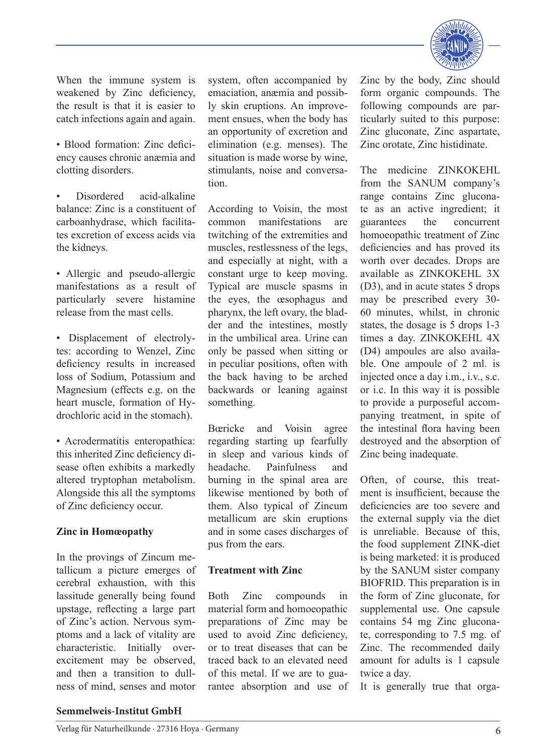When the immune system is weakened by Zinc deficiency, the result is that it is easier to catch infections again and again.

- Blood formation: Zinc deficiency causes chronic anæmia and clotting disorders.

- Disordered acid-alkaline balance: Zinc is a constituent of carboanhydrase, which facilitates excretion of excess acids via the kidneys.

- Allergic and pseudo-allergic manifestations as a result of particularly severe histamine release from the mast cells.

- Displacement of electrolytes: according to Wenzel, Zinc deficiency results in increased loss of Sodium, Potassium and Magnesium (effects e.g. on the heart muscle, formation of Hydrochloric acid in the stomach).

- Acrodermatitis enteropathica: this inherited Zinc deficiency disease often exhibits a markedly altered tryptophan metabolism. Alongside this all the symptoms of Zinc deficiency occur.

**Zinc in Homœopathy**

In the provings of Zincum metallicum a picture emerges of cerebral exhaustion, with this lassitude generally being found upstage, reflecting a large part of Zinc's action. Nervous symptoms and a lack of vitality are characteristic. Initially overexcitement may be observed, and then a transition to dullness of mind, senses and motor system, often accompanied by emaciation, anæmia and possibly skin eruptions. An improvement ensues, when the body has an opportunity of excretion and elimination (e.g. menses). The situation is made worse by wine, stimulants, noise and conversation.

According to Voisin, the most common manifestations are twitching of the extremities and muscles, restlessness of the legs, and especially at night, with a constant urge to keep moving. Typical are muscle spasms in the eyes, the œsophagus and pharynx, the left ovary, the bladder and the intestines, mostly in the umbilical area. Urine can only be passed when sitting or in peculiar positions, often with the back having to be arched backwards or leaning against something.

Bœricke and Voisin agree regarding starting up fearfully in sleep and various kinds of headache. Painfulness and burning in the spinal area are likewise mentioned by both of them. Also typical of Zincum metallicum are skin eruptions and in some cases discharges of pus from the ears.

**Treatment with Zinc**

Both Zinc compounds in material form and homoeopathic preparations of Zinc may be used to avoid Zinc deficiency, or to treat diseases that can be traced back to an elevated need of this metal. If we are to guarantee absorption and use of Zinc by the body, Zinc should form organic compounds. The following compounds are particularly suited to this purpose: Zinc gluconate, Zinc aspartate, Zinc orotate, Zinc histidinate.

The medicine ZINKOKEHL from the SANUM company's range contains Zinc gluconate as an active ingredient; it guarantees the concurrent homoeopathic treatment of Zinc deficiencies and has proved its worth over decades. Drops are available as ZINKOKEHL 3X (D3), and in acute states 5 drops may be prescribed every 30-60 minutes, whilst, in chronic states, the dosage is 5 drops 1-3 times a day. ZINKOKEHL 4X (D4) ampoules are also available. One ampoule of 2 ml. is injected once a day i.m., i.v., s.c. or i.c. In this way it is possible to provide a purposeful accompanying treatment, in spite of the intestinal flora having been destroyed and the absorption of Zinc being inadequate.

Often, of course, this treatment is insufficient, because the deficiencies are too severe and the external supply via the diet is unreliable. Because of this, the food supplement ZINK-diet is being marketed: it is produced by the SANUM sister company BIOFRID. This preparation is in the form of Zinc gluconate, for supplemental use. One capsule contains 54 mg Zinc gluconate, corresponding to 7.5 mg. of Zinc. The recommended daily amount for adults is 1 capsule twice a day.

It is generally true that orga-

**Semmelweis-Institut GmbH**

Verlag für Naturheilkunde · 27316 Hoya · Germany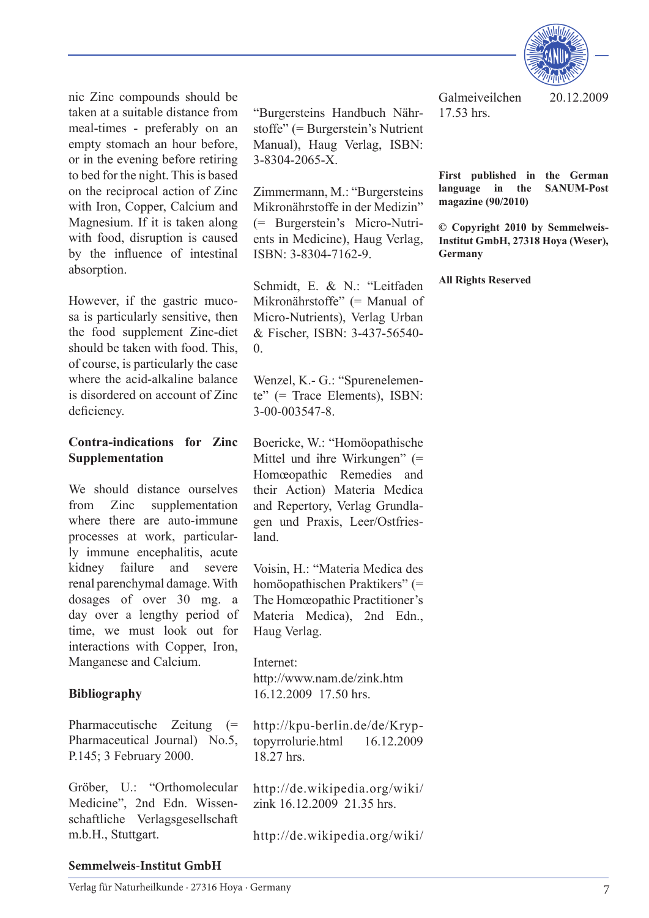nic Zinc compounds should be taken at a suitable distance from meal-times - preferably on an empty stomach an hour before, or in the evening before retiring to bed for the night. This is based on the reciprocal action of Zinc with Iron, Copper, Calcium and Magnesium. If it is taken along with food, disruption is caused by the influence of intestinal absorption.

However, if the gastric mucosa is particularly sensitive, then the food supplement Zinc-diet should be taken with food. This, of course, is particularly the case where the acid-alkaline balance is disordered on account of Zinc deficiency.

**Contra-indications for Zinc Supplementation**

We should distance ourselves from Zinc supplementation where there are auto-immune processes at work, particularly immune encephalitis, acute kidney failure and severe renal parenchymal damage. With dosages of over 30 mg. a day over a lengthy period of time, we must look out for interactions with Copper, Iron, Manganese and Calcium.

**Bibliography**

Pharmaceutische Zeitung (= Pharmaceutical Journal) No.5, P.145; 3 February 2000.

Gröber, U.: "Orthomolecular Medicine", 2nd Edn. Wissenschaftliche Verlagsgesellschaft m.b.H., Stuttgart.

"Burgersteins Handbuch Nährstoffe" (= Burgerstein's Nutrient Manual), Haug Verlag, ISBN: 3-8304-2065-X.

Zimmermann, M.: "Burgersteins Mikronährstoffe in der Medizin" (= Burgerstein's Micro-Nutrients in Medicine), Haug Verlag, ISBN: 3-8304-7162-9.

Schmidt, E. & N.: "Leitfaden Mikronährstoffe" (= Manual of Micro-Nutrients), Verlag Urban & Fischer, ISBN: 3-437-56540-0.

Wenzel, K.- G.: "Spurenelemente" (= Trace Elements), ISBN: 3-00-003547-8.

Boericke, W.: "Homöopathische Mittel und ihre Wirkungen" (= Homœopathic Remedies and their Action) Materia Medica and Repertory, Verlag Grundlagen und Praxis, Leer/Ostfriesland.

Voisin, H.: "Materia Medica des homöopathischen Praktikers" (= The Homœopathic Practitioner's Materia Medica), 2nd Edn., Haug Verlag.

Internet:
http://www.nam.de/zink.htm 16.12.2009 17.50 hrs.

http://kpu-berlin.de/de/Kryptopyrrolurie.html 16.12.2009 18.27 hrs.

http://de.wikipedia.org/wiki/zink 16.12.2009 21.35 hrs.

http://de.wikipedia.org/wiki/Galmeiveilchen 20.12.2009 17.53 hrs.

**First published in the German language in the SANUM-Post magazine (90/2010)**

**© Copyright 2010 by Semmelweis-Institut GmbH, 27318 Hoya (Weser), Germany**

**All Rights Reserved**